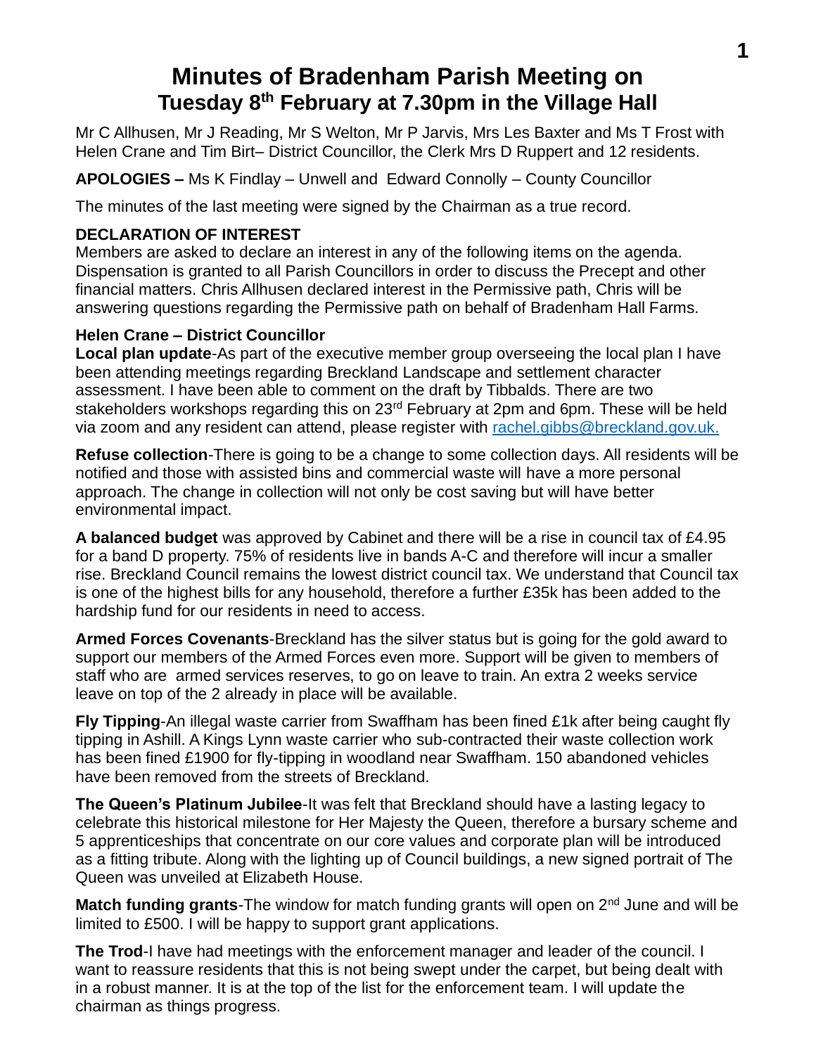# Minutes of Bradenham Parish Meeting on Tuesday 8th February at 7.30pm in the Village Hall

Mr C Allhusen, Mr J Reading, Mr S Welton, Mr P Jarvis, Mrs Les Baxter and Ms T Frost with Helen Crane and Tim Birt– District Councillor, the Clerk Mrs D Ruppert and 12 residents.

**APOLOGIES –** Ms K Findlay – Unwell and Edward Connolly – County Councillor

The minutes of the last meeting were signed by the Chairman as a true record.

**DECLARATION OF INTEREST**
Members are asked to declare an interest in any of the following items on the agenda. Dispensation is granted to all Parish Councillors in order to discuss the Precept and other financial matters. Chris Allhusen declared interest in the Permissive path, Chris will be answering questions regarding the Permissive path on behalf of Bradenham Hall Farms.

**Helen Crane – District Councillor**
**Local plan update**-As part of the executive member group overseeing the local plan I have been attending meetings regarding Breckland Landscape and settlement character assessment. I have been able to comment on the draft by Tibbalds. There are two stakeholders workshops regarding this on 23rd February at 2pm and 6pm. These will be held via zoom and any resident can attend, please register with rachel.gibbs@breckland.gov.uk.

**Refuse collection**-There is going to be a change to some collection days. All residents will be notified and those with assisted bins and commercial waste will have a more personal approach. The change in collection will not only be cost saving but will have better environmental impact.

**A balanced budget** was approved by Cabinet and there will be a rise in council tax of £4.95 for a band D property. 75% of residents live in bands A-C and therefore will incur a smaller rise. Breckland Council remains the lowest district council tax. We understand that Council tax is one of the highest bills for any household, therefore a further £35k has been added to the hardship fund for our residents in need to access.

**Armed Forces Covenants**-Breckland has the silver status but is going for the gold award to support our members of the Armed Forces even more. Support will be given to members of staff who are armed services reserves, to go on leave to train. An extra 2 weeks service leave on top of the 2 already in place will be available.

**Fly Tipping**-An illegal waste carrier from Swaffham has been fined £1k after being caught fly tipping in Ashill. A Kings Lynn waste carrier who sub-contracted their waste collection work has been fined £1900 for fly-tipping in woodland near Swaffham. 150 abandoned vehicles have been removed from the streets of Breckland.

**The Queen's Platinum Jubilee**-It was felt that Breckland should have a lasting legacy to celebrate this historical milestone for Her Majesty the Queen, therefore a bursary scheme and 5 apprenticeships that concentrate on our core values and corporate plan will be introduced as a fitting tribute. Along with the lighting up of Council buildings, a new signed portrait of The Queen was unveiled at Elizabeth House.

**Match funding grants**-The window for match funding grants will open on 2nd June and will be limited to £500. I will be happy to support grant applications.

**The Trod**-I have had meetings with the enforcement manager and leader of the council. I want to reassure residents that this is not being swept under the carpet, but being dealt with in a robust manner. It is at the top of the list for the enforcement team. I will update the chairman as things progress.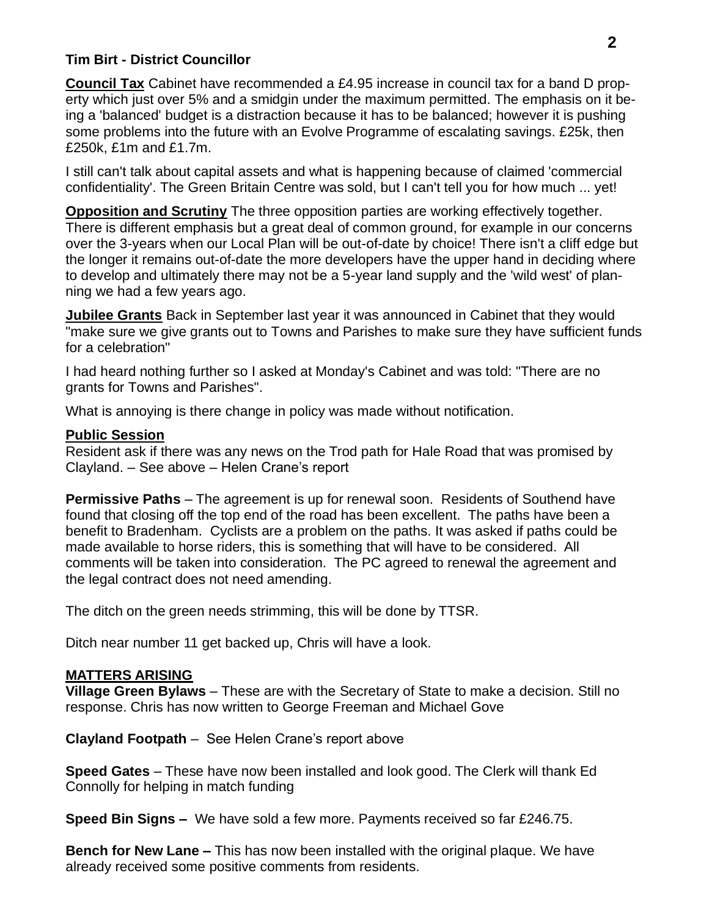**Tim Birt - District Councillor**

**Council Tax** Cabinet have recommended a £4.95 increase in council tax for a band D property which just over 5% and a smidgin under the maximum permitted. The emphasis on it being a 'balanced' budget is a distraction because it has to be balanced; however it is pushing some problems into the future with an Evolve Programme of escalating savings. £25k, then £250k, £1m and £1.7m.

I still can't talk about capital assets and what is happening because of claimed 'commercial confidentiality'. The Green Britain Centre was sold, but I can't tell you for how much ... yet!

**Opposition and Scrutiny** The three opposition parties are working effectively together. There is different emphasis but a great deal of common ground, for example in our concerns over the 3-years when our Local Plan will be out-of-date by choice! There isn't a cliff edge but the longer it remains out-of-date the more developers have the upper hand in deciding where to develop and ultimately there may not be a 5-year land supply and the 'wild west' of planning we had a few years ago.

**Jubilee Grants** Back in September last year it was announced in Cabinet that they would "make sure we give grants out to Towns and Parishes to make sure they have sufficient funds for a celebration"

I had heard nothing further so I asked at Monday's Cabinet and was told: "There are no grants for Towns and Parishes".

What is annoying is there change in policy was made without notification.

**Public Session**

Resident ask if there was any news on the Trod path for Hale Road that was promised by Clayland. – See above – Helen Crane's report

**Permissive Paths** – The agreement is up for renewal soon. Residents of Southend have found that closing off the top end of the road has been excellent. The paths have been a benefit to Bradenham. Cyclists are a problem on the paths. It was asked if paths could be made available to horse riders, this is something that will have to be considered. All comments will be taken into consideration. The PC agreed to renewal the agreement and the legal contract does not need amending.

The ditch on the green needs strimming, this will be done by TTSR.

Ditch near number 11 get backed up, Chris will have a look.

**MATTERS ARISING**

**Village Green Bylaws** – These are with the Secretary of State to make a decision. Still no response. Chris has now written to George Freeman and Michael Gove

**Clayland Footpath** – See Helen Crane's report above

**Speed Gates** – These have now been installed and look good. The Clerk will thank Ed Connolly for helping in match funding

**Speed Bin Signs –** We have sold a few more. Payments received so far £246.75.

**Bench for New Lane –** This has now been installed with the original plaque. We have already received some positive comments from residents.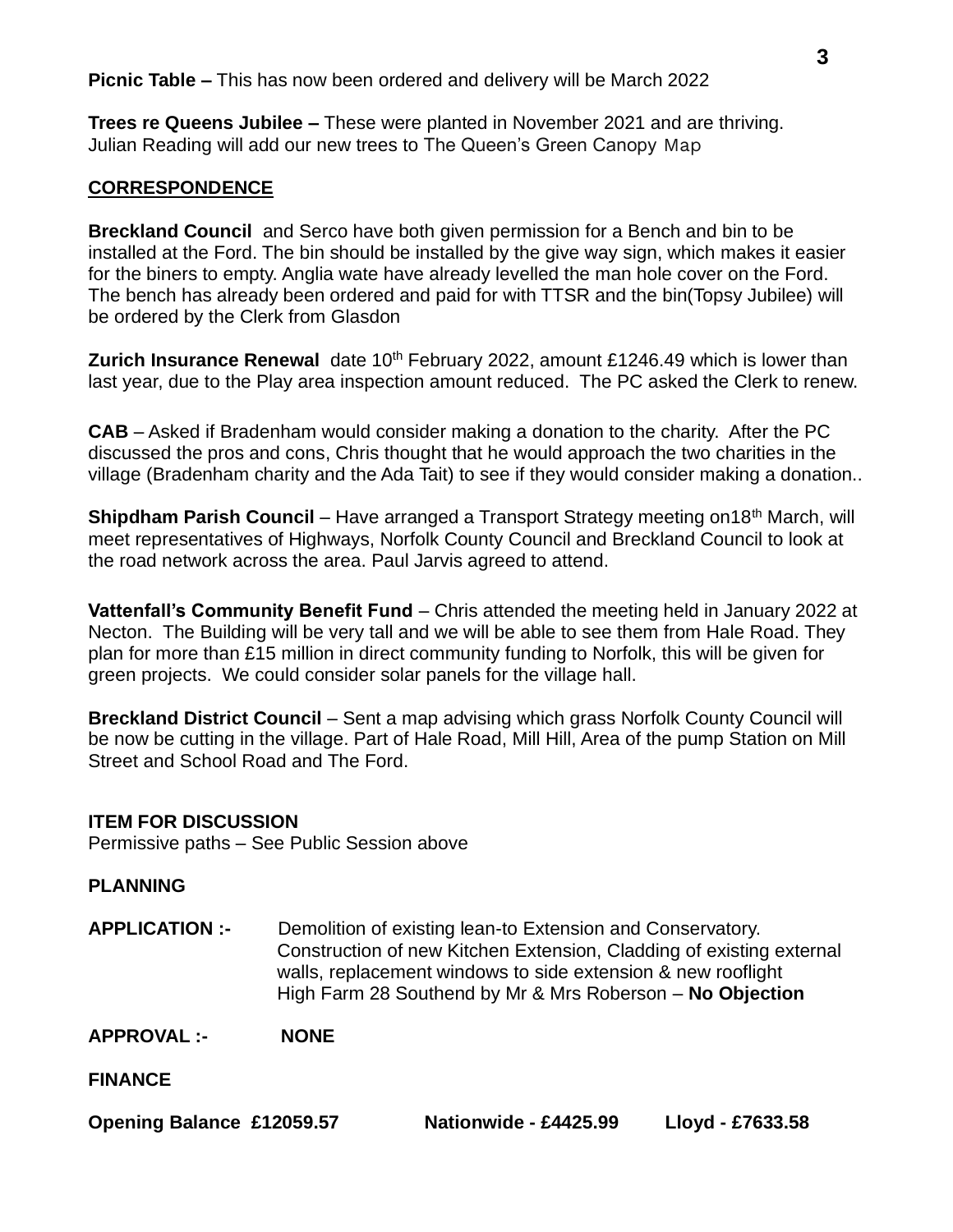**Picnic Table –** This has now been ordered and delivery will be March 2022

**Trees re Queens Jubilee –** These were planted in November 2021 and are thriving. Julian Reading will add our new trees to The Queen's Green Canopy Map

## CORRESPONDENCE

**Breckland Council** and Serco have both given permission for a Bench and bin to be installed at the Ford. The bin should be installed by the give way sign, which makes it easier for the biners to empty. Anglia wate have already levelled the man hole cover on the Ford. The bench has already been ordered and paid for with TTSR and the bin(Topsy Jubilee) will be ordered by the Clerk from Glasdon

**Zurich Insurance Renewal** date 10th February 2022, amount £1246.49 which is lower than last year, due to the Play area inspection amount reduced. The PC asked the Clerk to renew.

**CAB** – Asked if Bradenham would consider making a donation to the charity. After the PC discussed the pros and cons, Chris thought that he would approach the two charities in the village (Bradenham charity and the Ada Tait) to see if they would consider making a donation..

**Shipdham Parish Council** – Have arranged a Transport Strategy meeting on18th March, will meet representatives of Highways, Norfolk County Council and Breckland Council to look at the road network across the area. Paul Jarvis agreed to attend.

**Vattenfall's Community Benefit Fund** – Chris attended the meeting held in January 2022 at Necton. The Building will be very tall and we will be able to see them from Hale Road. They plan for more than £15 million in direct community funding to Norfolk, this will be given for green projects. We could consider solar panels for the village hall.

**Breckland District Council** – Sent a map advising which grass Norfolk County Council will be now be cutting in the village. Part of Hale Road, Mill Hill, Area of the pump Station on Mill Street and School Road and The Ford.

**ITEM FOR DISCUSSION**
Permissive paths – See Public Session above

**PLANNING**

**APPLICATION :-** Demolition of existing lean-to Extension and Conservatory. Construction of new Kitchen Extension, Cladding of existing external walls, replacement windows to side extension & new rooflight High Farm 28 Southend by Mr & Mrs Roberson – **No Objection**

**APPROVAL :-** **NONE**

**FINANCE**

**Opening Balance £12059.57** **Nationwide - £4425.99** **Lloyd - £7633.58**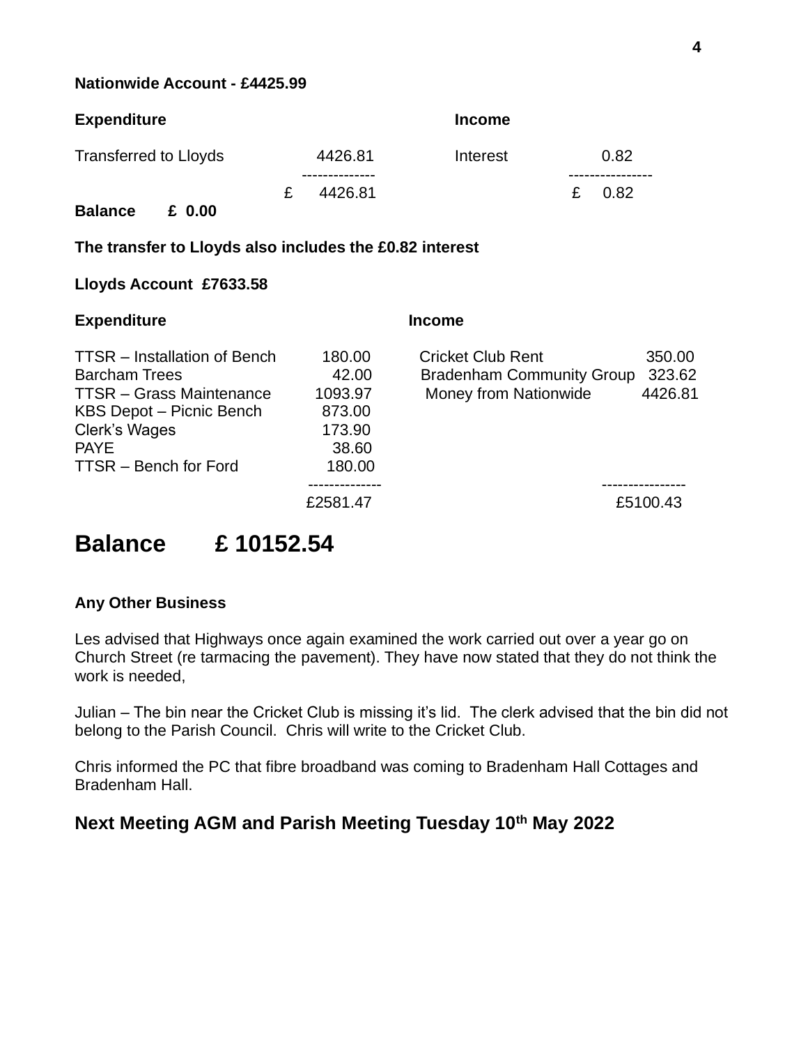**Nationwide Account - £4425.99**

| Expenditure | | Income | |
|---|---|---|---|
| Transferred to Lloyds | 4426.81 | Interest | 0.82 |
| | -------------- | | ---------------- |
| | £ 4426.81 | | £ 0.82 |

**Balance £ 0.00**

**The transfer to Lloyds also includes the £0.82 interest**

**Lloyds Account £7633.58**

| Expenditure | | Income | |
|---|---|---|---|
| TTSR – Installation of Bench | 180.00 | Cricket Club Rent | 350.00 |
| Barcham Trees | 42.00 | Bradenham Community Group | 323.62 |
| TTSR – Grass Maintenance | 1093.97 | Money from Nationwide | 4426.81 |
| KBS Depot – Picnic Bench | 873.00 | | |
| Clerk's Wages | 173.90 | | |
| PAYE | 38.60 | | |
| TTSR – Bench for Ford | 180.00 | | |
| | -------------- | | ---------------- |
| | £2581.47 | | £5100.43 |

# Balance £ 10152.54

**Any Other Business**

Les advised that Highways once again examined the work carried out over a year go on Church Street (re tarmacing the pavement). They have now stated that they do not think the work is needed,

Julian – The bin near the Cricket Club is missing it's lid. The clerk advised that the bin did not belong to the Parish Council. Chris will write to the Cricket Club.

Chris informed the PC that fibre broadband was coming to Bradenham Hall Cottages and Bradenham Hall.

## Next Meeting AGM and Parish Meeting Tuesday 10th May 2022